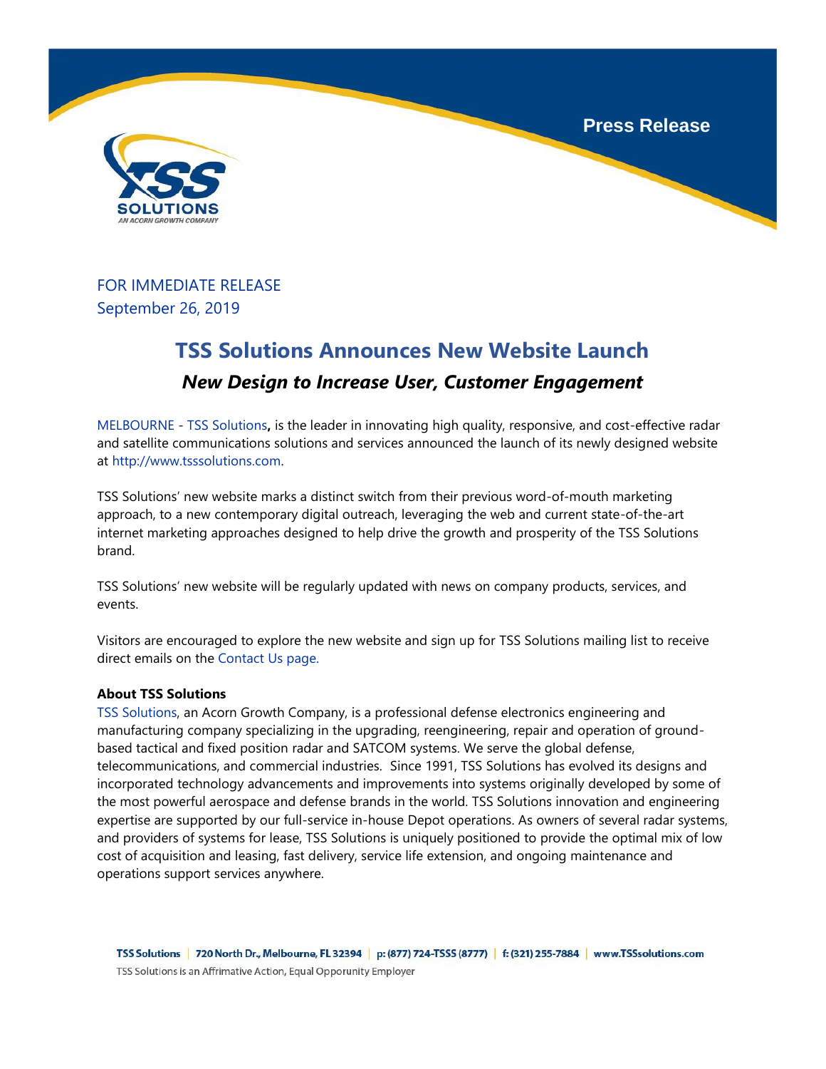Press Release

FOR IMMEDIATE RELEASE
September 26, 2019

# TSS Solutions Announces New Website Launch

## *New Design to Increase User, Customer Engagement*

MELBOURNE - TSS Solutions**,** is the leader in innovating high quality, responsive, and cost-effective radar and satellite communications solutions and services announced the launch of its newly designed website at http://www.tsssolutions.com.

TSS Solutions' new website marks a distinct switch from their previous word-of-mouth marketing approach, to a new contemporary digital outreach, leveraging the web and current state-of-the-art internet marketing approaches designed to help drive the growth and prosperity of the TSS Solutions brand.

TSS Solutions' new website will be regularly updated with news on company products, services, and events.

Visitors are encouraged to explore the new website and sign up for TSS Solutions mailing list to receive direct emails on the Contact Us page.

**About TSS Solutions**
TSS Solutions, an Acorn Growth Company, is a professional defense electronics engineering and manufacturing company specializing in the upgrading, reengineering, repair and operation of ground-based tactical and fixed position radar and SATCOM systems. We serve the global defense, telecommunications, and commercial industries. Since 1991, TSS Solutions has evolved its designs and incorporated technology advancements and improvements into systems originally developed by some of the most powerful aerospace and defense brands in the world. TSS Solutions innovation and engineering expertise are supported by our full-service in-house Depot operations. As owners of several radar systems, and providers of systems for lease, TSS Solutions is uniquely positioned to provide the optimal mix of low cost of acquisition and leasing, fast delivery, service life extension, and ongoing maintenance and operations support services anywhere.

TSS Solutions | 720 North Dr., Melbourne, FL 32394 | p: (877) 724-TSSS (8777) | f: (321) 255-7884 | www.TSSsolutions.com
TSS Solutions is an Affirmative Action, Equal Opporunity Employer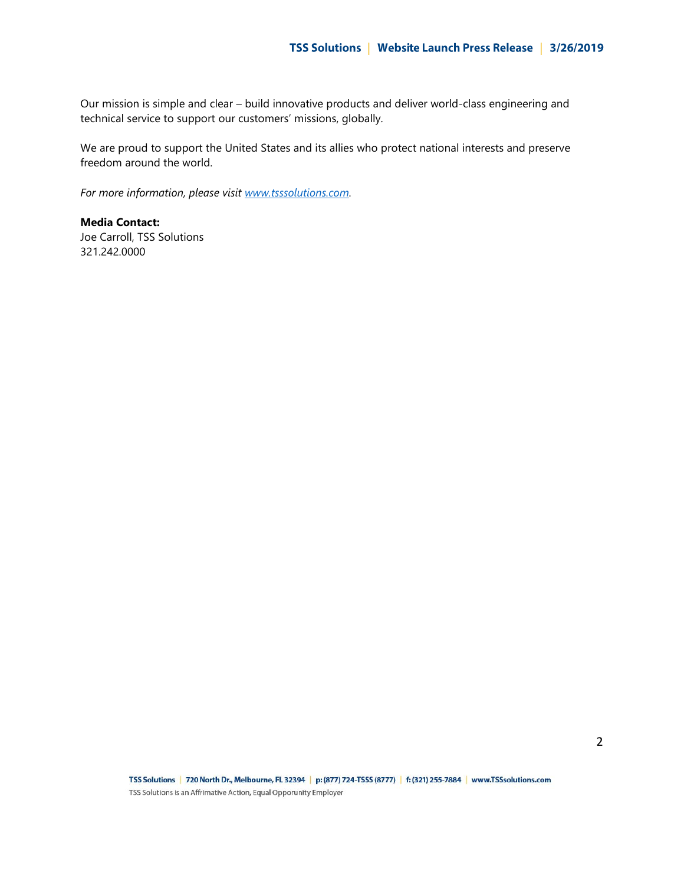Our mission is simple and clear – build innovative products and deliver world-class engineering and technical service to support our customers' missions, globally.

We are proud to support the United States and its allies who protect national interests and preserve freedom around the world.

*For more information, please visit [www.tsssolutions.com](http://www.tsssolutions.com).*

**Media Contact:**
Joe Carroll, TSS Solutions
321.242.0000